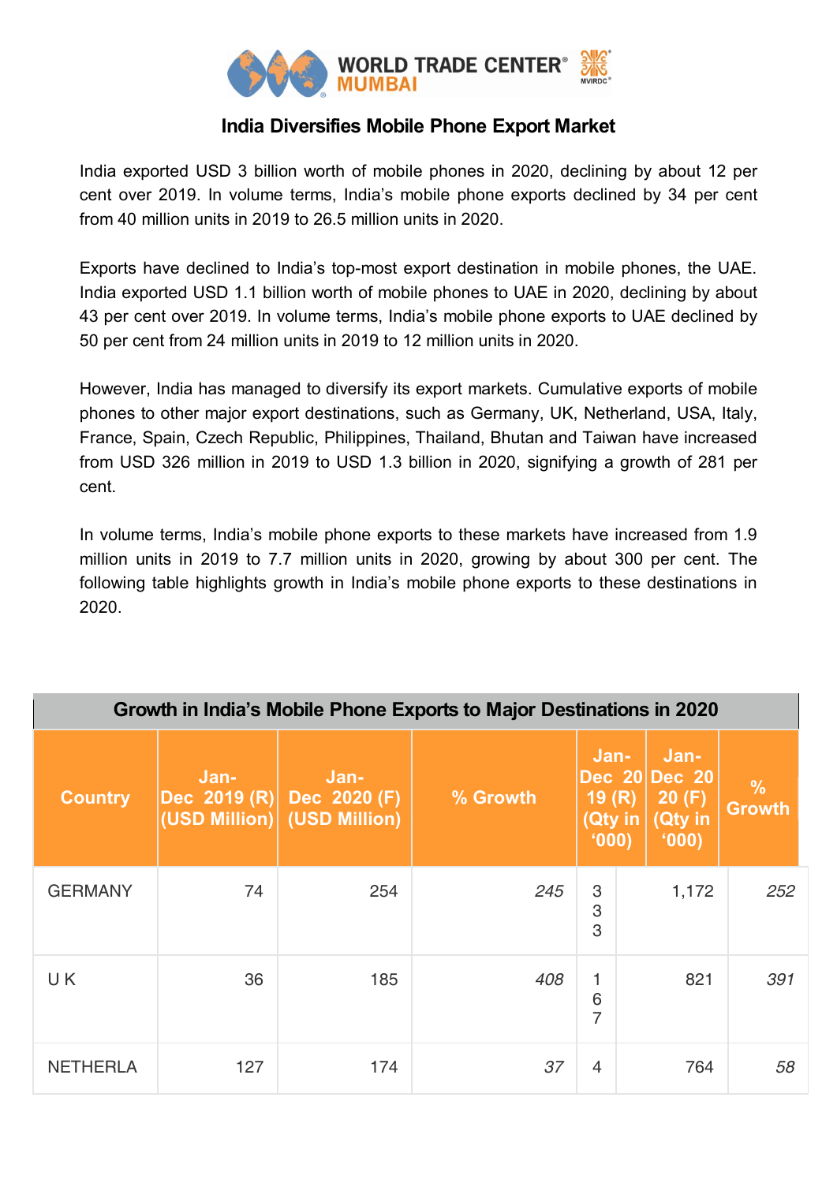# India Diversifies Mobile Phone Export Market

India exported USD 3 billion worth of mobile phones in 2020, declining by about 12 per cent over 2019. In volume terms, India's mobile phone exports declined by 34 per cent from 40 million units in 2019 to 26.5 million units in 2020.

Exports have declined to India's top-most export destination in mobile phones, the UAE. India exported USD 1.1 billion worth of mobile phones to UAE in 2020, declining by about 43 per cent over 2019. In volume terms, India's mobile phone exports to UAE declined by 50 per cent from 24 million units in 2019 to 12 million units in 2020.

However, India has managed to diversify its export markets. Cumulative exports of mobile phones to other major export destinations, such as Germany, UK, Netherland, USA, Italy, France, Spain, Czech Republic, Philippines, Thailand, Bhutan and Taiwan have increased from USD 326 million in 2019 to USD 1.3 billion in 2020, signifying a growth of 281 per cent.

In volume terms, India's mobile phone exports to these markets have increased from 1.9 million units in 2019 to 7.7 million units in 2020, growing by about 300 per cent. The following table highlights growth in India's mobile phone exports to these destinations in 2020.

**Growth in India's Mobile Phone Exports to Major Destinations in 2020**

| Country | Jan-Dec 2019 (R) (USD Million) | Jan-Dec 2020 (F) (USD Million) | % Growth | Jan-Dec 2019 (R) (Qty in '000) | Jan-Dec 2020 (F) (Qty in '000) | % Growth |
|---|---|---|---|---|---|---|
| GERMANY | 74 | 254 | *245* | 333 | 1,172 | *252* |
| U K | 36 | 185 | *408* | 167 | 821 | *391* |
| NETHERLA | 127 | 174 | *37* | 4 | 764 | *58* |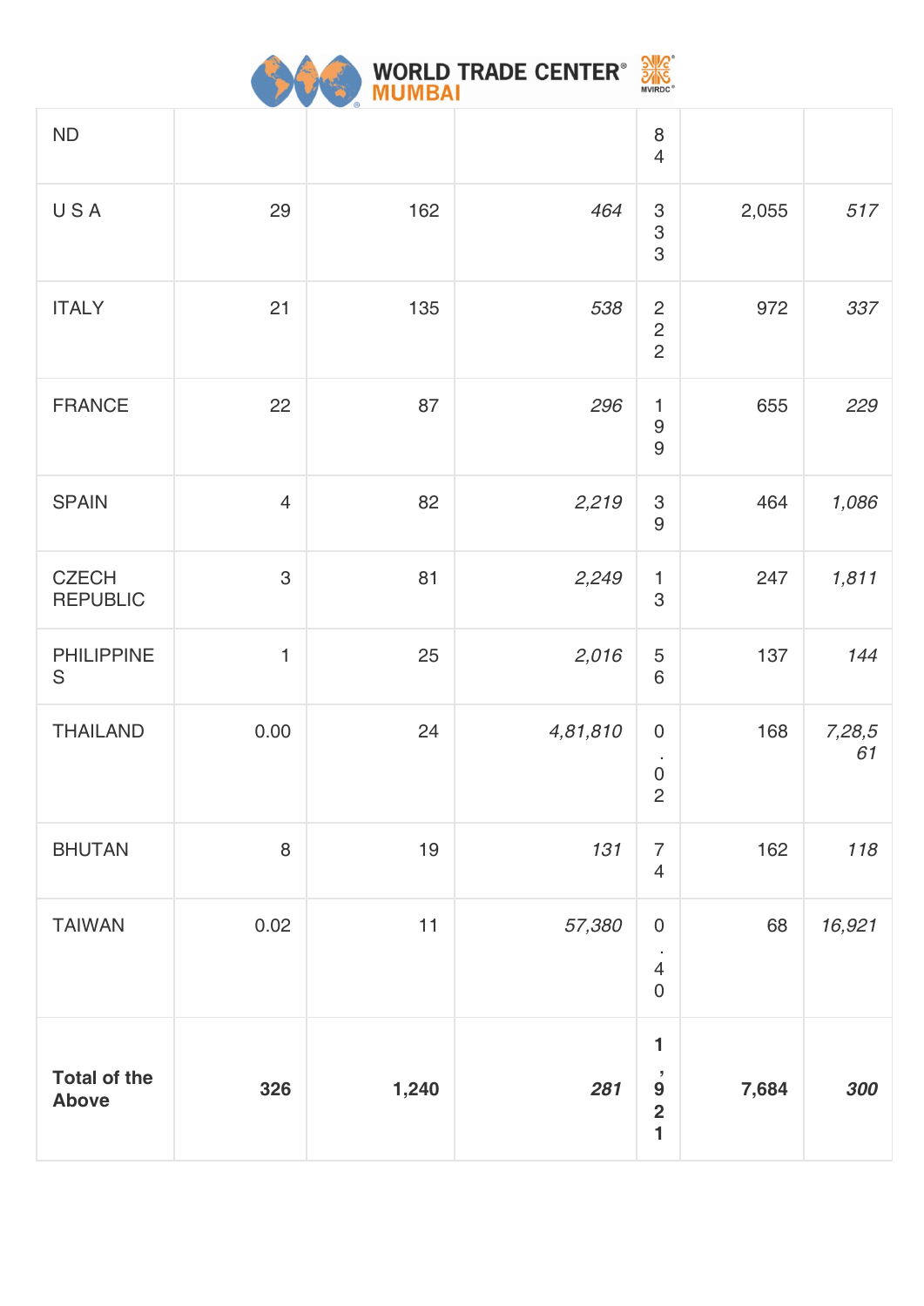| ND | | | | 84 | | |
|---|---|---|---|---|---|---|
| U S A | 29 | 162 | *464* | 333 | 2,055 | *517* |
| ITALY | 21 | 135 | *538* | 222 | 972 | *337* |
| FRANCE | 22 | 87 | *296* | 199 | 655 | *229* |
| SPAIN | 4 | 82 | *2,219* | 39 | 464 | *1,086* |
| CZECH REPUBLIC | 3 | 81 | *2,249* | 13 | 247 | *1,811* |
| PHILIPPINES | 1 | 25 | *2,016* | 56 | 137 | *144* |
| THAILAND | 0.00 | 24 | *4,81,810* | 0.02 | 168 | *7,28,561* |
| BHUTAN | 8 | 19 | *131* | 74 | 162 | *118* |
| TAIWAN | 0.02 | 11 | *57,380* | 0.40 | 68 | *16,921* |
| **Total of the Above** | **326** | **1,240** | ***281*** | **1,921** | **7,684** | ***300*** |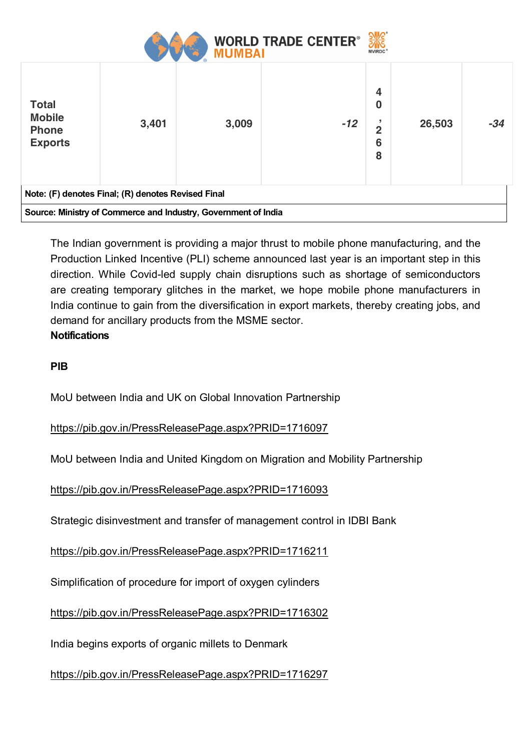| | | | | | | |
|---|---|---|---|---|---|---|
| **Total Mobile Phone Exports** | **3,401** | **3,009** | ***-12*** | **40,268** | **26,503** | ***-34*** |
| **Note: (F) denotes Final; (R) denotes Revised Final** | | | | | | |
| **Source: Ministry of Commerce and Industry, Government of India** | | | | | | |

The Indian government is providing a major thrust to mobile phone manufacturing, and the Production Linked Incentive (PLI) scheme announced last year is an important step in this direction. While Covid-led supply chain disruptions such as shortage of semiconductors are creating temporary glitches in the market, we hope mobile phone manufacturers in India continue to gain from the diversification in export markets, thereby creating jobs, and demand for ancillary products from the MSME sector.

**Notifications**

**PIB**

MoU between India and UK on Global Innovation Partnership

https://pib.gov.in/PressReleasePage.aspx?PRID=1716097

MoU between India and United Kingdom on Migration and Mobility Partnership

https://pib.gov.in/PressReleasePage.aspx?PRID=1716093

Strategic disinvestment and transfer of management control in IDBI Bank

https://pib.gov.in/PressReleasePage.aspx?PRID=1716211

Simplification of procedure for import of oxygen cylinders

https://pib.gov.in/PressReleasePage.aspx?PRID=1716302

India begins exports of organic millets to Denmark

https://pib.gov.in/PressReleasePage.aspx?PRID=1716297